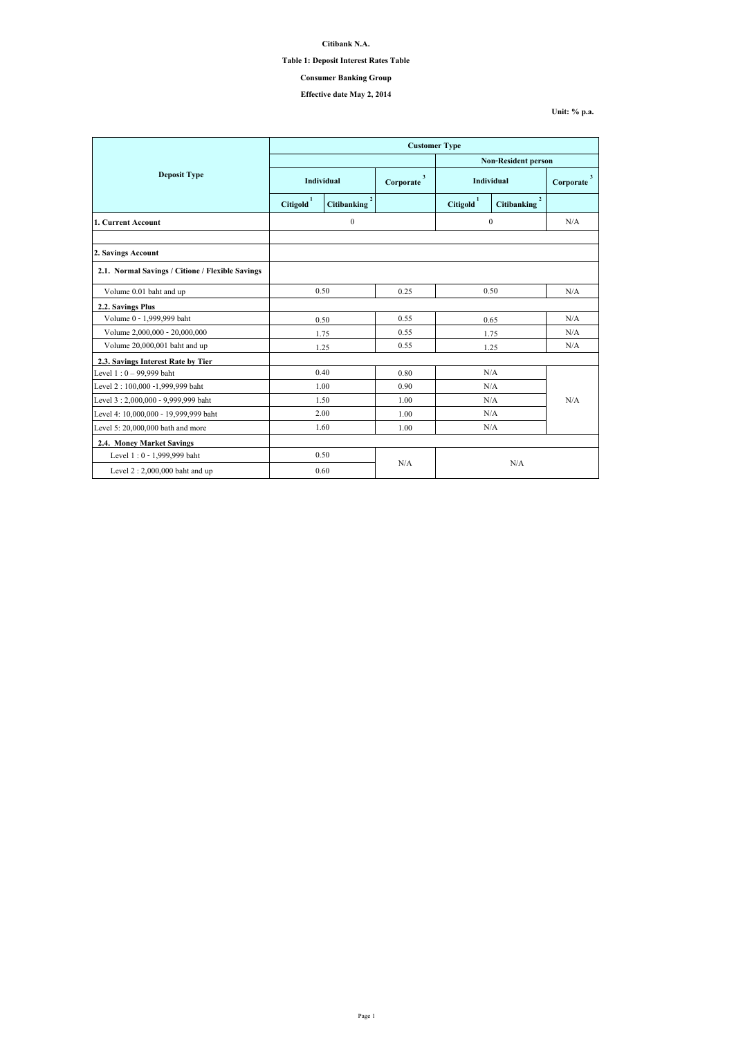**Citibank N.A.**

**Table 1: Deposit Interest Rates Table**

**Consumer Banking Group**

**Effective date May 2, 2014**

**Unit: % p.a.**

| Deposit Type | Customer Type | | | | | |
|---|---|---|---|---|---|---|
| | | | | Non-Resident person | | |
| | Individual | | Corporate [3] | Individual | | Corporate [3] |
| | Citigold [1] | Citibanking [2] | | Citigold [1] | Citibanking [2] | |
| **1. Current Account** | 0 | | | 0 | | N/A |
| | | | | | | |
| **2. Savings Account** | | | | | | |
| **2.1. Normal Savings / Citione / Flexible Savings** | | | | | | |
| Volume 0.01 baht and up | 0.50 | | 0.25 | 0.50 | | N/A |
| **2.2. Savings Plus** | | | | | | |
| Volume 0 - 1,999,999 baht | 0.50 | | 0.55 | 0.65 | | N/A |
| Volume 2,000,000 - 20,000,000 | 1.75 | | 0.55 | 1.75 | | N/A |
| Volume 20,000,001 baht and up | 1.25 | | 0.55 | 1.25 | | N/A |
| **2.3. Savings Interest Rate by Tier** | | | | | | |
| Level 1 : 0 – 99,999 baht | 0.40 | | 0.80 | N/A | | N/A |
| Level 2 : 100,000 -1,999,999 baht | 1.00 | | 0.90 | N/A | | |
| Level 3 : 2,000,000 - 9,999,999 baht | 1.50 | | 1.00 | N/A | | |
| Level 4: 10,000,000 - 19,999,999 baht | 2.00 | | 1.00 | N/A | | |
| Level 5: 20,000,000 bath and more | 1.60 | | 1.00 | N/A | | |
| **2.4. Money Market Savings** | | | | | | |
| Level 1 : 0 - 1,999,999 baht | 0.50 | | N/A | N/A | | |
| Level 2 : 2,000,000 baht and up | 0.60 | | | | | |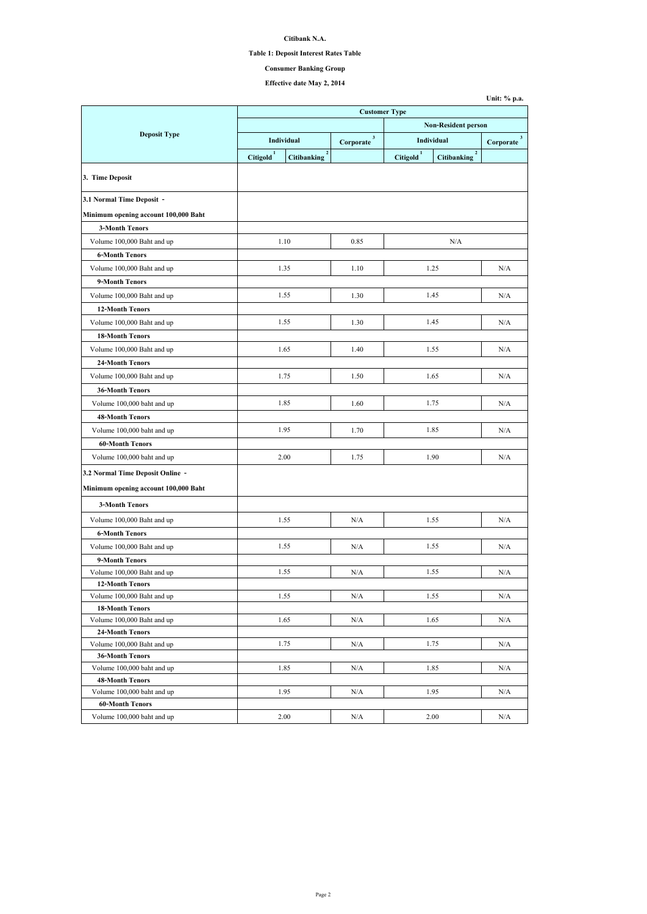**Citibank N.A.**

**Table 1: Deposit Interest Rates Table**

**Consumer Banking Group**

**Effective date May 2, 2014**

**Unit: % p.a.**

| Deposit Type | Customer Type | | | | | |
|---|---|---|---|---|---|---|
| | | | | Non-Resident person | | |
| | Individual | | Corporate [3] | Individual | | Corporate [3] |
| | Citigold [1] | Citibanking [2] | | Citigold [1] | Citibanking [2] | |
| **3. Time Deposit** | | | | | | |
| **3.1 Normal Time Deposit -** **Minimum opening account 100,000 Baht** | | | | | | |
| **3-Month Tenors** | | | | | | |
| Volume 100,000 Baht and up | 1.10 | | 0.85 | N/A | | |
| **6-Month Tenors** | | | | | | |
| Volume 100,000 Baht and up | 1.35 | | 1.10 | 1.25 | | N/A |
| **9-Month Tenors** | | | | | | |
| Volume 100,000 Baht and up | 1.55 | | 1.30 | 1.45 | | N/A |
| **12-Month Tenors** | | | | | | |
| Volume 100,000 Baht and up | 1.55 | | 1.30 | 1.45 | | N/A |
| **18-Month Tenors** | | | | | | |
| Volume 100,000 Baht and up | 1.65 | | 1.40 | 1.55 | | N/A |
| **24-Month Tenors** | | | | | | |
| Volume 100,000 Baht and up | 1.75 | | 1.50 | 1.65 | | N/A |
| **36-Month Tenors** | | | | | | |
| Volume 100,000 baht and up | 1.85 | | 1.60 | 1.75 | | N/A |
| **48-Month Tenors** | | | | | | |
| Volume 100,000 baht and up | 1.95 | | 1.70 | 1.85 | | N/A |
| **60-Month Tenors** | | | | | | |
| Volume 100,000 baht and up | 2.00 | | 1.75 | 1.90 | | N/A |
| **3.2 Normal Time Deposit Online -** **Minimum opening account 100,000 Baht** | | | | | | |
| **3-Month Tenors** | | | | | | |
| Volume 100,000 Baht and up | 1.55 | | N/A | 1.55 | | N/A |
| **6-Month Tenors** | | | | | | |
| Volume 100,000 Baht and up | 1.55 | | N/A | 1.55 | | N/A |
| **9-Month Tenors** | | | | | | |
| Volume 100,000 Baht and up | 1.55 | | N/A | 1.55 | | N/A |
| **12-Month Tenors** | | | | | | |
| Volume 100,000 Baht and up | 1.55 | | N/A | 1.55 | | N/A |
| **18-Month Tenors** | | | | | | |
| Volume 100,000 Baht and up | 1.65 | | N/A | 1.65 | | N/A |
| **24-Month Tenors** | | | | | | |
| Volume 100,000 Baht and up | 1.75 | | N/A | 1.75 | | N/A |
| **36-Month Tenors** | | | | | | |
| Volume 100,000 baht and up | 1.85 | | N/A | 1.85 | | N/A |
| **48-Month Tenors** | | | | | | |
| Volume 100,000 baht and up | 1.95 | | N/A | 1.95 | | N/A |
| **60-Month Tenors** | | | | | | |
| Volume 100,000 baht and up | 2.00 | | N/A | 2.00 | | N/A |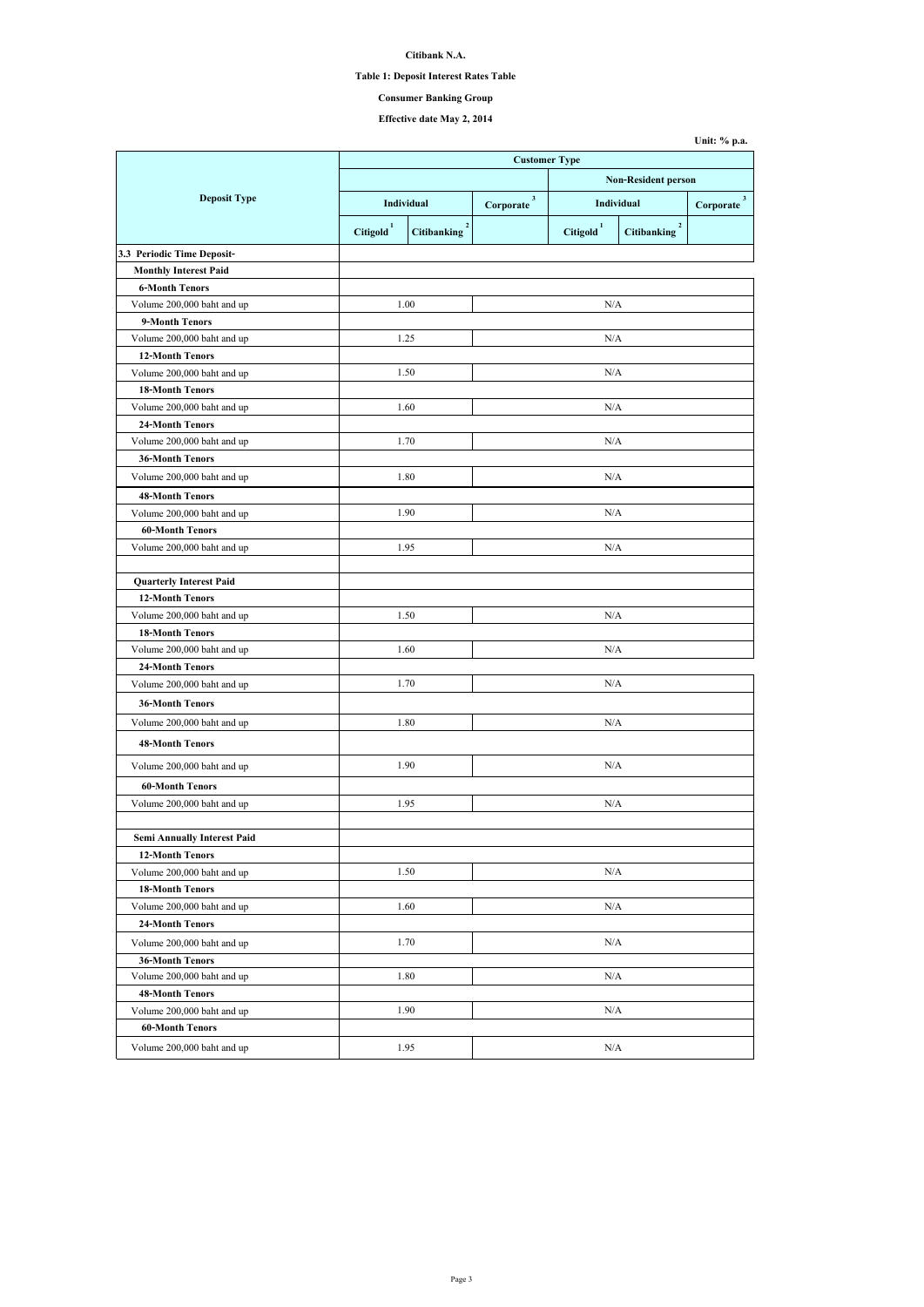**Citibank N.A.**

**Table 1: Deposit Interest Rates Table**

**Consumer Banking Group**

**Effective date May 2, 2014**

**Unit: % p.a.**

| Deposit Type | Customer Type | | | | | |
|---|---|---|---|---|---|---|
| | | | | Non-Resident person | | |
| | Individual | | Corporate [3] | Individual | | Corporate [3] |
| | Citigold [1] | Citibanking [2] | | Citigold [1] | Citibanking [2] | |
| **3.3 Periodic Time Deposit-** | | | | | | |
| **Monthly Interest Paid** | | | | | | |
| **6-Month Tenors** | | | | | | |
| Volume 200,000 baht and up | 1.00 | | N/A | | | |
| **9-Month Tenors** | | | | | | |
| Volume 200,000 baht and up | 1.25 | | N/A | | | |
| **12-Month Tenors** | | | | | | |
| Volume 200,000 baht and up | 1.50 | | N/A | | | |
| **18-Month Tenors** | | | | | | |
| Volume 200,000 baht and up | 1.60 | | N/A | | | |
| **24-Month Tenors** | | | | | | |
| Volume 200,000 baht and up | 1.70 | | N/A | | | |
| **36-Month Tenors** | | | | | | |
| Volume 200,000 baht and up | 1.80 | | N/A | | | |
| **48-Month Tenors** | | | | | | |
| Volume 200,000 baht and up | 1.90 | | N/A | | | |
| **60-Month Tenors** | | | | | | |
| Volume 200,000 baht and up | 1.95 | | N/A | | | |
| | | | | | | |
| **Quarterly Interest Paid** | | | | | | |
| **12-Month Tenors** | | | | | | |
| Volume 200,000 baht and up | 1.50 | | N/A | | | |
| **18-Month Tenors** | | | | | | |
| Volume 200,000 baht and up | 1.60 | | N/A | | | |
| **24-Month Tenors** | | | | | | |
| Volume 200,000 baht and up | 1.70 | | N/A | | | |
| **36-Month Tenors** | | | | | | |
| Volume 200,000 baht and up | 1.80 | | N/A | | | |
| **48-Month Tenors** | | | | | | |
| Volume 200,000 baht and up | 1.90 | | N/A | | | |
| **60-Month Tenors** | | | | | | |
| Volume 200,000 baht and up | 1.95 | | N/A | | | |
| | | | | | | |
| **Semi Annually Interest Paid** | | | | | | |
| **12-Month Tenors** | | | | | | |
| Volume 200,000 baht and up | 1.50 | | N/A | | | |
| **18-Month Tenors** | | | | | | |
| Volume 200,000 baht and up | 1.60 | | N/A | | | |
| **24-Month Tenors** | | | | | | |
| Volume 200,000 baht and up | 1.70 | | N/A | | | |
| **36-Month Tenors** | | | | | | |
| Volume 200,000 baht and up | 1.80 | | N/A | | | |
| **48-Month Tenors** | | | | | | |
| Volume 200,000 baht and up | 1.90 | | N/A | | | |
| **60-Month Tenors** | | | | | | |
| Volume 200,000 baht and up | 1.95 | | N/A | | | |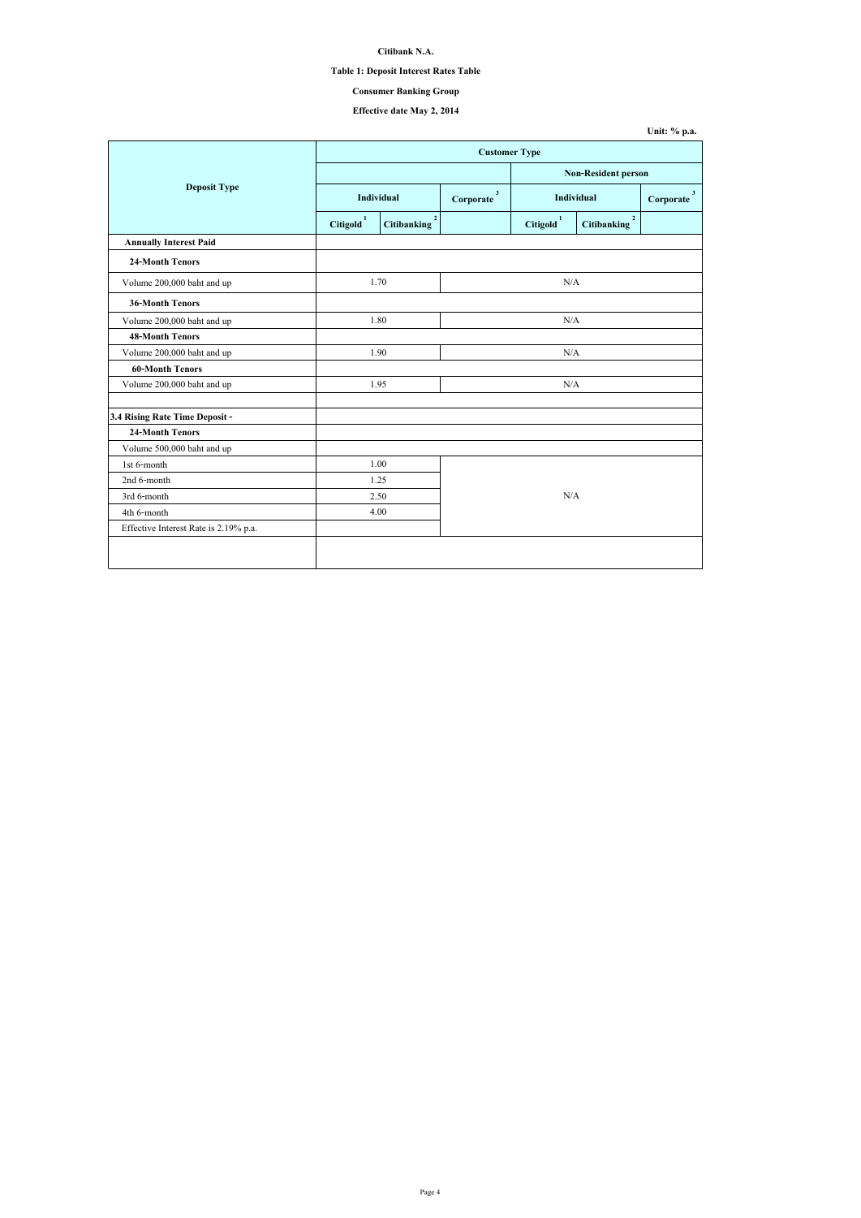**Citibank N.A.**

**Table 1: Deposit Interest Rates Table**

**Consumer Banking Group**

**Effective date May 2, 2014**

**Unit: % p.a.**

| Deposit Type | Customer Type | | | | | |
|---|---|---|---|---|---|---|
| | | | | Non-Resident person | | |
| | Individual | | Corporate [3] | Individual | | Corporate [3] |
| | Citigold [1] | Citibanking [2] | | Citigold [1] | Citibanking [2] | |
| **Annually Interest Paid** | | | | | | |
| **24-Month Tenors** | | | | | | |
| Volume 200,000 baht and up | 1.70 | | N/A | | | |
| **36-Month Tenors** | | | | | | |
| Volume 200,000 baht and up | 1.80 | | N/A | | | |
| **48-Month Tenors** | | | | | | |
| Volume 200,000 baht and up | 1.90 | | N/A | | | |
| **60-Month Tenors** | | | | | | |
| Volume 200,000 baht and up | 1.95 | | N/A | | | |
| | | | | | | |
| **3.4 Rising Rate Time Deposit -** | | | | | | |
| **24-Month Tenors** | | | | | | |
| Volume 500,000 baht and up | | | | | | |
| 1st 6-month | 1.00 | | N/A | | | |
| 2nd 6-month | 1.25 | | | | | |
| 3rd 6-month | 2.50 | | | | | |
| 4th 6-month | 4.00 | | | | | |
| Effective Interest Rate is 2.19% p.a. | | | | | | |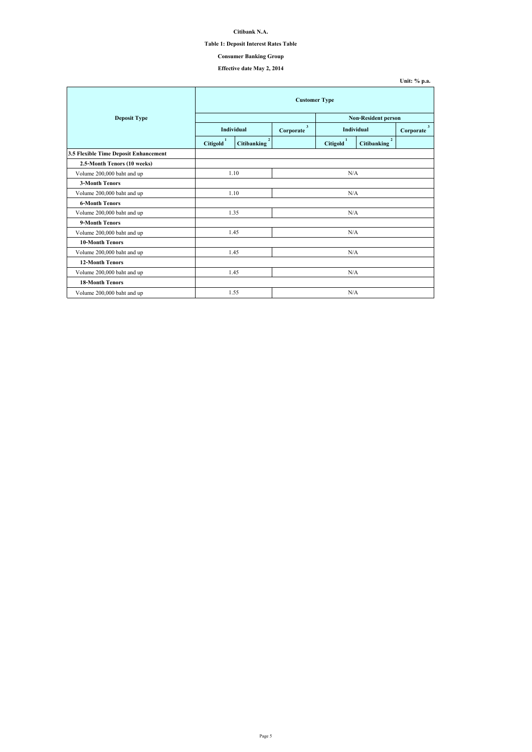**Citibank N.A.**

**Table 1: Deposit Interest Rates Table**

**Consumer Banking Group**

**Effective date May 2, 2014**

**Unit: % p.a.**

| Deposit Type | Customer Type | | | | | |
|---|---|---|---|---|---|---|
| | | | | Non-Resident person | | |
| | Individual | | Corporate [3] | Individual | | Corporate [3] |
| | Citigold [1] | Citibanking [2] | | Citigold [1] | Citibanking [2] | |
| **3.5 Flexible Time Deposit Enhancement** | | | | | | |
| **2.5-Month Tenors (10 weeks)** | | | | | | |
| Volume 200,000 baht and up | 1.10 | | N/A | | | |
| **3-Month Tenors** | | | | | | |
| Volume 200,000 baht and up | 1.10 | | N/A | | | |
| **6-Month Tenors** | | | | | | |
| Volume 200,000 baht and up | 1.35 | | N/A | | | |
| **9-Month Tenors** | | | | | | |
| Volume 200,000 baht and up | 1.45 | | N/A | | | |
| **10-Month Tenors** | | | | | | |
| Volume 200,000 baht and up | 1.45 | | N/A | | | |
| **12-Month Tenors** | | | | | | |
| Volume 200,000 baht and up | 1.45 | | N/A | | | |
| **18-Month Tenors** | | | | | | |
| Volume 200,000 baht and up | 1.55 | | N/A | | | |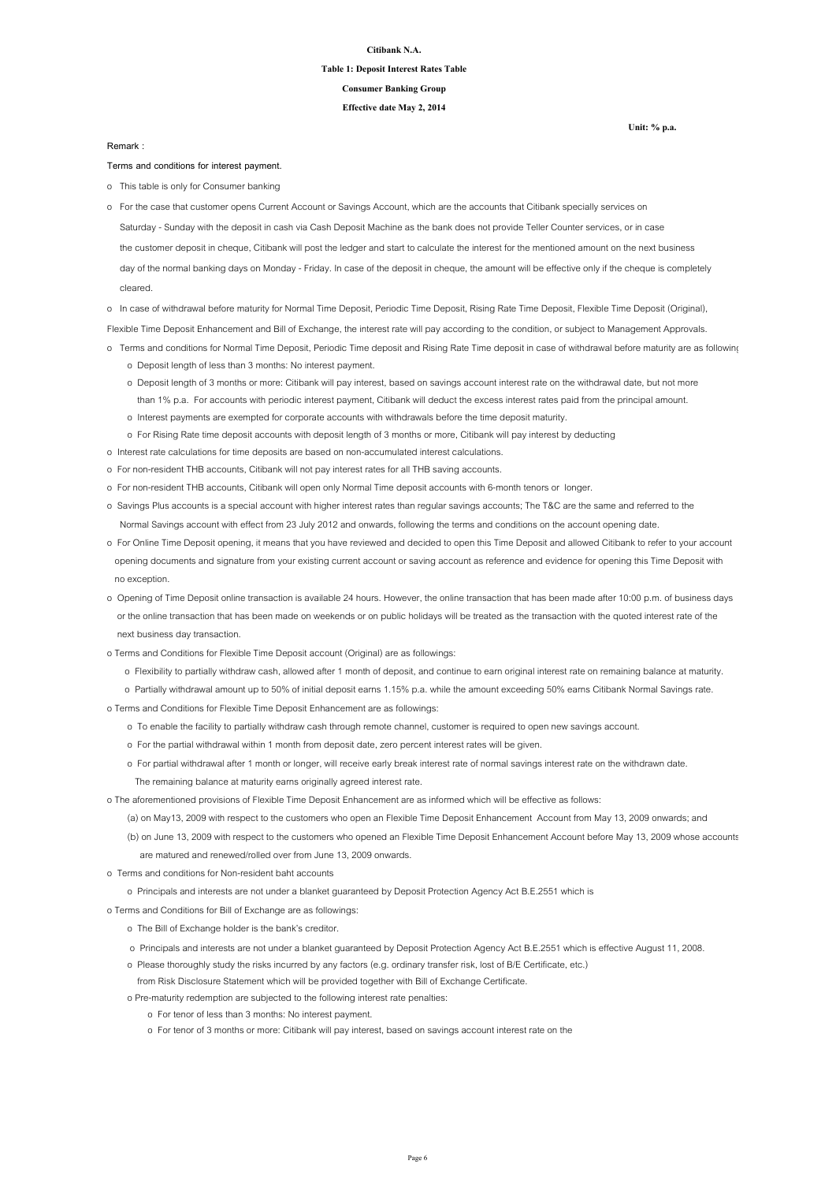**Citibank N.A.**

**Table 1: Deposit Interest Rates Table**

**Consumer Banking Group**

**Effective date May 2, 2014**

**Unit: % p.a.**

**Remark :**

**Terms and conditions for interest payment.**

- This table is only for Consumer banking
- For the case that customer opens Current Account or Savings Account, which are the accounts that Citibank specially services on Saturday - Sunday with the deposit in cash via Cash Deposit Machine as the bank does not provide Teller Counter services, or in case the customer deposit in cheque, Citibank will post the ledger and start to calculate the interest for the mentioned amount on the next business day of the normal banking days on Monday - Friday. In case of the deposit in cheque, the amount will be effective only if the cheque is completely cleared.
- In case of withdrawal before maturity for Normal Time Deposit, Periodic Time Deposit, Rising Rate Time Deposit, Flexible Time Deposit (Original), Flexible Time Deposit Enhancement and Bill of Exchange, the interest rate will pay according to the condition, or subject to Management Approvals.
- Terms and conditions for Normal Time Deposit, Periodic Time deposit and Rising Rate Time deposit in case of withdrawal before maturity are as following
  - Deposit length of less than 3 months: No interest payment.
  - Deposit length of 3 months or more: Citibank will pay interest, based on savings account interest rate on the withdrawal date, but not more than 1% p.a. For accounts with periodic interest payment, Citibank will deduct the excess interest rates paid from the principal amount.
  - Interest payments are exempted for corporate accounts with withdrawals before the time deposit maturity.
  - For Rising Rate time deposit accounts with deposit length of 3 months or more, Citibank will pay interest by deducting
- Interest rate calculations for time deposits are based on non-accumulated interest calculations.
- For non-resident THB accounts, Citibank will not pay interest rates for all THB saving accounts.
- For non-resident THB accounts, Citibank will open only Normal Time deposit accounts with 6-month tenors or longer.
- Savings Plus accounts is a special account with higher interest rates than regular savings accounts; The T&C are the same and referred to the Normal Savings account with effect from 23 July 2012 and onwards, following the terms and conditions on the account opening date.
- For Online Time Deposit opening, it means that you have reviewed and decided to open this Time Deposit and allowed Citibank to refer to your account opening documents and signature from your existing current account or saving account as reference and evidence for opening this Time Deposit with no exception.
- Opening of Time Deposit online transaction is available 24 hours. However, the online transaction that has been made after 10:00 p.m. of business days or the online transaction that has been made on weekends or on public holidays will be treated as the transaction with the quoted interest rate of the next business day transaction.
- Terms and Conditions for Flexible Time Deposit account (Original) are as followings:
  - Flexibility to partially withdraw cash, allowed after 1 month of deposit, and continue to earn original interest rate on remaining balance at maturity.
  - Partially withdrawal amount up to 50% of initial deposit earns 1.15% p.a. while the amount exceeding 50% earns Citibank Normal Savings rate.
- Terms and Conditions for Flexible Time Deposit Enhancement are as followings:
  - To enable the facility to partially withdraw cash through remote channel, customer is required to open new savings account.
  - For the partial withdrawal within 1 month from deposit date, zero percent interest rates will be given.
  - For partial withdrawal after 1 month or longer, will receive early break interest rate of normal savings interest rate on the withdrawn date. The remaining balance at maturity earns originally agreed interest rate.
- The aforementioned provisions of Flexible Time Deposit Enhancement are as informed which will be effective as follows:
  - (a) on May13, 2009 with respect to the customers who open an Flexible Time Deposit Enhancement Account from May 13, 2009 onwards; and
  - (b) on June 13, 2009 with respect to the customers who opened an Flexible Time Deposit Enhancement Account before May 13, 2009 whose accounts are matured and renewed/rolled over from June 13, 2009 onwards.
- Terms and conditions for Non-resident baht accounts
  - Principals and interests are not under a blanket guaranteed by Deposit Protection Agency Act B.E.2551 which is
- Terms and Conditions for Bill of Exchange are as followings:
  - The Bill of Exchange holder is the bank's creditor.
  - Principals and interests are not under a blanket guaranteed by Deposit Protection Agency Act B.E.2551 which is effective August 11, 2008.
  - Please thoroughly study the risks incurred by any factors (e.g. ordinary transfer risk, lost of B/E Certificate, etc.) from Risk Disclosure Statement which will be provided together with Bill of Exchange Certificate.
  - Pre-maturity redemption are subjected to the following interest rate penalties:
    - For tenor of less than 3 months: No interest payment.
    - For tenor of 3 months or more: Citibank will pay interest, based on savings account interest rate on the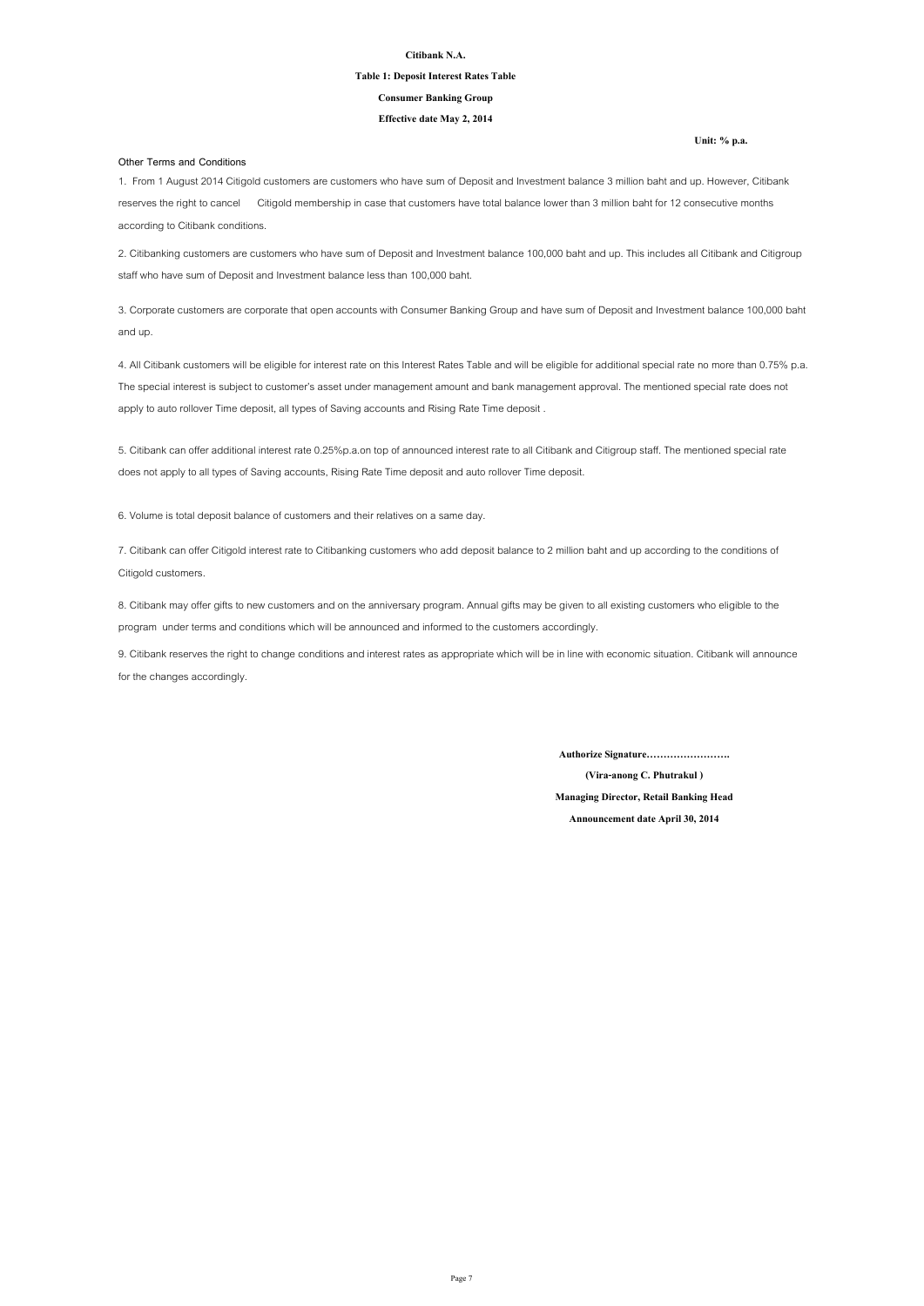**Citibank N.A.**

**Table 1: Deposit Interest Rates Table**

**Consumer Banking Group**

**Effective date May 2, 2014**

**Unit: % p.a.**

**Other Terms and Conditions**

1. From 1 August 2014 Citigold customers are customers who have sum of Deposit and Investment balance 3 million baht and up. However, Citibank reserves the right to cancel Citigold membership in case that customers have total balance lower than 3 million baht for 12 consecutive months according to Citibank conditions.

2. Citibanking customers are customers who have sum of Deposit and Investment balance 100,000 baht and up. This includes all Citibank and Citigroup staff who have sum of Deposit and Investment balance less than 100,000 baht.

3. Corporate customers are corporate that open accounts with Consumer Banking Group and have sum of Deposit and Investment balance 100,000 baht and up.

4. All Citibank customers will be eligible for interest rate on this Interest Rates Table and will be eligible for additional special rate no more than 0.75% p.a. The special interest is subject to customer's asset under management amount and bank management approval. The mentioned special rate does not apply to auto rollover Time deposit, all types of Saving accounts and Rising Rate Time deposit .

5. Citibank can offer additional interest rate 0.25%p.a.on top of announced interest rate to all Citibank and Citigroup staff. The mentioned special rate does not apply to all types of Saving accounts, Rising Rate Time deposit and auto rollover Time deposit.

6. Volume is total deposit balance of customers and their relatives on a same day.

7. Citibank can offer Citigold interest rate to Citibanking customers who add deposit balance to 2 million baht and up according to the conditions of Citigold customers.

8. Citibank may offer gifts to new customers and on the anniversary program. Annual gifts may be given to all existing customers who eligible to the program under terms and conditions which will be announced and informed to the customers accordingly.

9. Citibank reserves the right to change conditions and interest rates as appropriate which will be in line with economic situation. Citibank will announce for the changes accordingly.

**Authorize Signature…………………….**

**(Vira-anong C. Phutrakul )**

**Managing Director, Retail Banking Head**

**Announcement date April 30, 2014**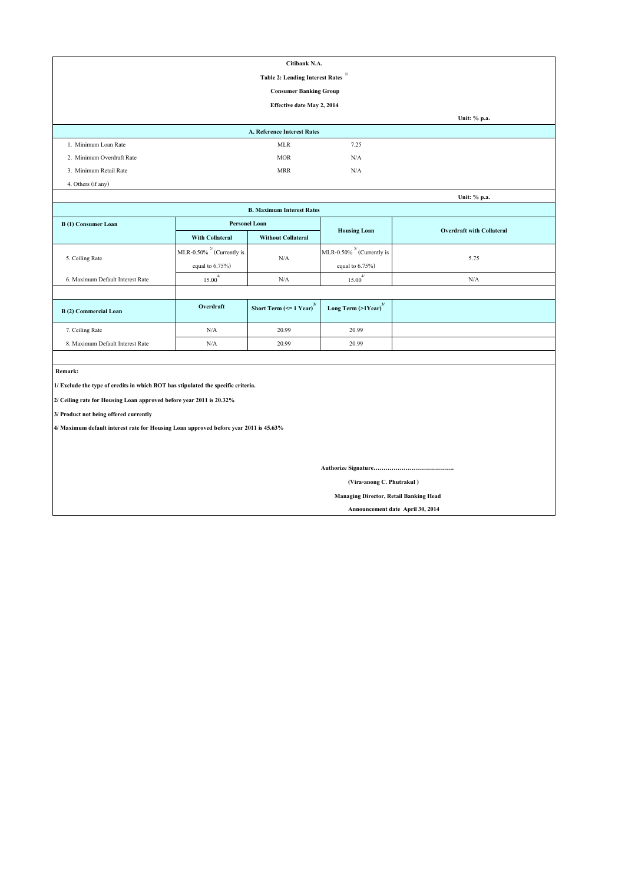**Citibank N.A.**

**Table 2: Lending Interest Rates [1/]**

**Consumer Banking Group**

**Effective date May 2, 2014**

**Unit: % p.a.**

| A. Reference Interest Rates | | |
|---|---|---|
| 1. Minimum Loan Rate | MLR | 7.25 |
| 2. Minimum Overdraft Rate | MOR | N/A |
| 3. Minimum Retail Rate | MRR | N/A |
| 4. Others (if any) | | |

**Unit: % p.a.**

**B. Maximum Interest Rates**

| B (1) Consumer Loan | Personel Loan | | Housing Loan | Overdraft with Collateral |
|---|---|---|---|---|
| | With Collateral | Without Collateral | | |
| 5. Ceiling Rate | MLR-0.50% [2/] (Currently is equal to 6.75%) | N/A | MLR-0.50% [2/] (Currently is equal to 6.75%) | 5.75 |
| 6. Maximum Default Interest Rate | 15.00 [4/] | N/A | 15.00 [4/] | N/A |

| B (2) Commercial Loan | Overdraft | Short Term (<= 1 Year) [3/] | Long Term (>1Year) [3/] | |
|---|---|---|---|---|
| 7. Ceiling Rate | N/A | 20.99 | 20.99 | |
| 8. Maximum Default Interest Rate | N/A | 20.99 | 20.99 | |

**Remark:**

**1/ Exclude the type of credits in which BOT has stipulated the specific criteria.**

**2/ Ceiling rate for Housing Loan approved before year 2011 is 20.32%**

**3/ Product not being offered currently**

**4/ Maximum default interest rate for Housing Loan approved before year 2011 is 45.63%**

**Authorize Signature………………………………….**

**(Vira-anong C. Phutrakul )**

**Managing Director, Retail Banking Head**

**Announcement date April 30, 2014**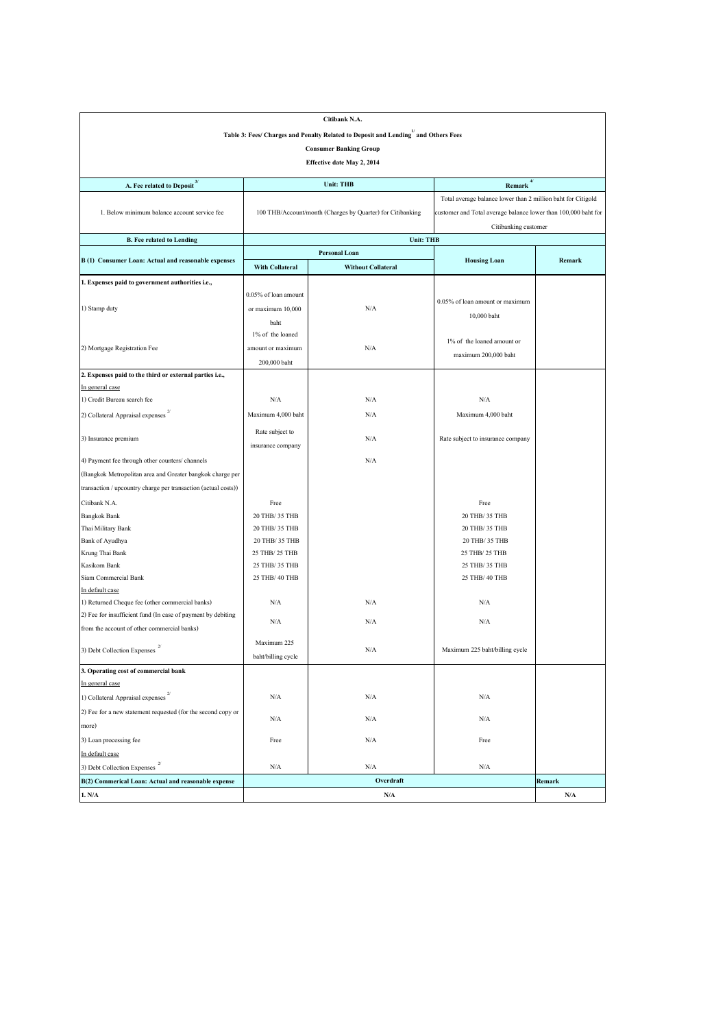**Citibank N.A.**

**Table 3: Fees/ Charges and Penalty Related to Deposit and Lending[1/] and Others Fees**

**Consumer Banking Group**

**Effective date May 2, 2014**

| A. Fee related to Deposit[3/] | Unit: THB | | Remark[4/] |
|---|---|---|---|
| 1. Below minimum balance account service fee | 100 THB/Account/month (Charges by Quarter) for Citibanking | | Total average balance lower than 2 million baht for Citigold customer and Total average balance lower than 100,000 baht for Citibanking customer |

| B. Fee related to Lending | Unit: THB | | | |
|---|---|---|---|---|
| **B (1) Consumer Loan: Actual and reasonable expenses** | **Personal Loan** | | **Housing Loan** | **Remark** |
| | **With Collateral** | **Without Collateral** | | |
| **1. Expenses paid to government authorities i.e.,** | | | | |
| 1) Stamp duty | 0.05% of loan amount or maximum 10,000 baht | N/A | 0.05% of loan amount or maximum 10,000 baht | |
| 2) Mortgage Registration Fee | 1% of the loaned amount or maximum 200,000 baht | N/A | 1% of the loaned amount or maximum 200,000 baht | |
| **2. Expenses paid to the third or external parties i.e.,** | | | | |
| In general case | | | | |
| 1) Credit Bureau search fee | N/A | N/A | N/A | |
| 2) Collateral Appraisal expenses[2/] | Maximum 4,000 baht | N/A | Maximum 4,000 baht | |
| 3) Insurance premium | Rate subject to insurance company | N/A | Rate subject to insurance company | |
| 4) Payment fee through other counters/ channels (Bangkok Metropolitan area and Greater bangkok charge per transaction / upcountry charge per transaction (actual costs)) | | N/A | | |
| Citibank N.A. | Free | | Free | |
| Bangkok Bank | 20 THB/ 35 THB | | 20 THB/ 35 THB | |
| Thai Military Bank | 20 THB/ 35 THB | | 20 THB/ 35 THB | |
| Bank of Ayudhya | 20 THB/ 35 THB | | 20 THB/ 35 THB | |
| Krung Thai Bank | 25 THB/ 25 THB | | 25 THB/ 25 THB | |
| Kasikorn Bank | 25 THB/ 35 THB | | 25 THB/ 35 THB | |
| Siam Commercial Bank | 25 THB/ 40 THB | | 25 THB/ 40 THB | |
| In default case | | | | |
| 1) Returned Cheque fee (other commercial banks) | N/A | N/A | N/A | |
| 2) Fee for insufficient fund (In case of payment by debiting from the account of other commercial banks) | N/A | N/A | N/A | |
| 3) Debt Collection Expenses[2/] | Maximum 225 baht/billing cycle | N/A | Maximum 225 baht/billing cycle | |
| **3. Operating cost of commercial bank** | | | | |
| In general case | | | | |
| 1) Collateral Appraisal expenses[2/] | N/A | N/A | N/A | |
| 2) Fee for a new statement requested (for the second copy or more) | N/A | N/A | N/A | |
| 3) Loan processing fee | Free | N/A | Free | |
| In default case | | | | |
| 3) Debt Collection Expenses[2/] | N/A | N/A | N/A | |
| **B(2) Commerical Loan: Actual and reasonable expense** | **Overdraft** | | | **Remark** |
| **1. N/A** | **N/A** | | | **N/A** |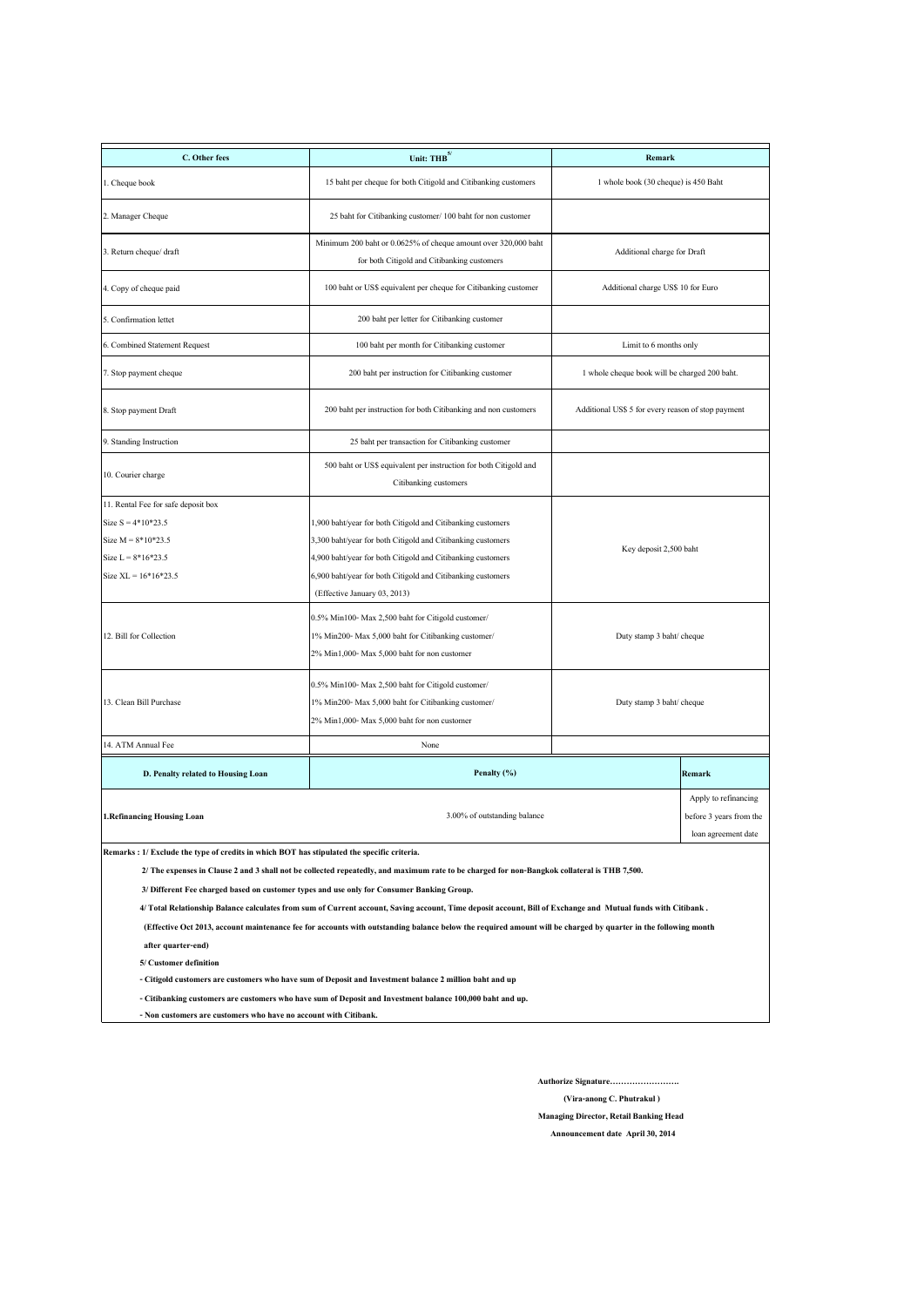| C. Other fees | Unit: THB[5/] | Remark |
|---|---|---|
| 1. Cheque book | 15 baht per cheque for both Citigold and Citibanking customers | 1 whole book (30 cheque) is 450 Baht |
| 2. Manager Cheque | 25 baht for Citibanking customer/ 100 baht for non customer | |
| 3. Return cheque/ draft | Minimum 200 baht or 0.0625% of cheque amount over 320,000 baht for both Citigold and Citibanking customers | Additional charge for Draft |
| 4. Copy of cheque paid | 100 baht or US$ equivalent per cheque for Citibanking customer | Additional charge US$ 10 for Euro |
| 5. Confirmation lettet | 200 baht per letter for Citibanking customer | |
| 6. Combined Statement Request | 100 baht per month for Citibanking customer | Limit to 6 months only |
| 7. Stop payment cheque | 200 baht per instruction for Citibanking customer | 1 whole cheque book will be charged 200 baht. |
| 8. Stop payment Draft | 200 baht per instruction for both Citibanking and non customers | Additional US$ 5 for every reason of stop payment |
| 9. Standing Instruction | 25 baht per transaction for Citibanking customer | |
| 10. Courier charge | 500 baht or US$ equivalent per instruction for both Citigold and Citibanking customers | |
| 11. Rental Fee for safe deposit box<br>Size S = 4\*10\*23.5<br>Size M = 8\*10\*23.5<br>Size L = 8\*16\*23.5<br>Size XL = 16\*16\*23.5 | <br>1,900 baht/year for both Citigold and Citibanking customers<br>3,300 baht/year for both Citigold and Citibanking customers<br>4,900 baht/year for both Citigold and Citibanking customers<br>6,900 baht/year for both Citigold and Citibanking customers<br>(Effective January 03, 2013) | Key deposit 2,500 baht |
| 12. Bill for Collection | 0.5% Min100- Max 2,500 baht for Citigold customer/<br>1% Min200- Max 5,000 baht for Citibanking customer/<br>2% Min1,000- Max 5,000 baht for non customer | Duty stamp 3 baht/ cheque |
| 13. Clean Bill Purchase | 0.5% Min100- Max 2,500 baht for Citigold customer/<br>1% Min200- Max 5,000 baht for Citibanking customer/<br>2% Min1,000- Max 5,000 baht for non customer | Duty stamp 3 baht/ cheque |
| 14. ATM Annual Fee | None | |

| D. Penalty related to Housing Loan | Penalty (%) | Remark |
|---|---|---|
| **1.Refinancing Housing Loan** | 3.00% of outstanding balance | Apply to refinancing before 3 years from the loan agreement date |

**Remarks : 1/ Exclude the type of credits in which BOT has stipulated the specific criteria.**

**2/ The expenses in Clause 2 and 3 shall not be collected repeatedly, and maximum rate to be charged for non-Bangkok collateral is THB 7,500.**

**3/ Different Fee charged based on customer types and use only for Consumer Banking Group.**

**4/ Total Relationship Balance calculates from sum of Current account, Saving account, Time deposit account, Bill of Exchange and Mutual funds with Citibank .**

**(Effective Oct 2013, account maintenance fee for accounts with outstanding balance below the required amount will be charged by quarter in the following month after quarter-end)**

**5/ Customer definition**

**- Citigold customers are customers who have sum of Deposit and Investment balance 2 million baht and up**

**- Citibanking customers are customers who have sum of Deposit and Investment balance 100,000 baht and up.**

**- Non customers are customers who have no account with Citibank.**

**Authorize Signature…………………….**

**(Vira-anong C. Phutrakul )**

**Managing Director, Retail Banking Head**

**Announcement date April 30, 2014**